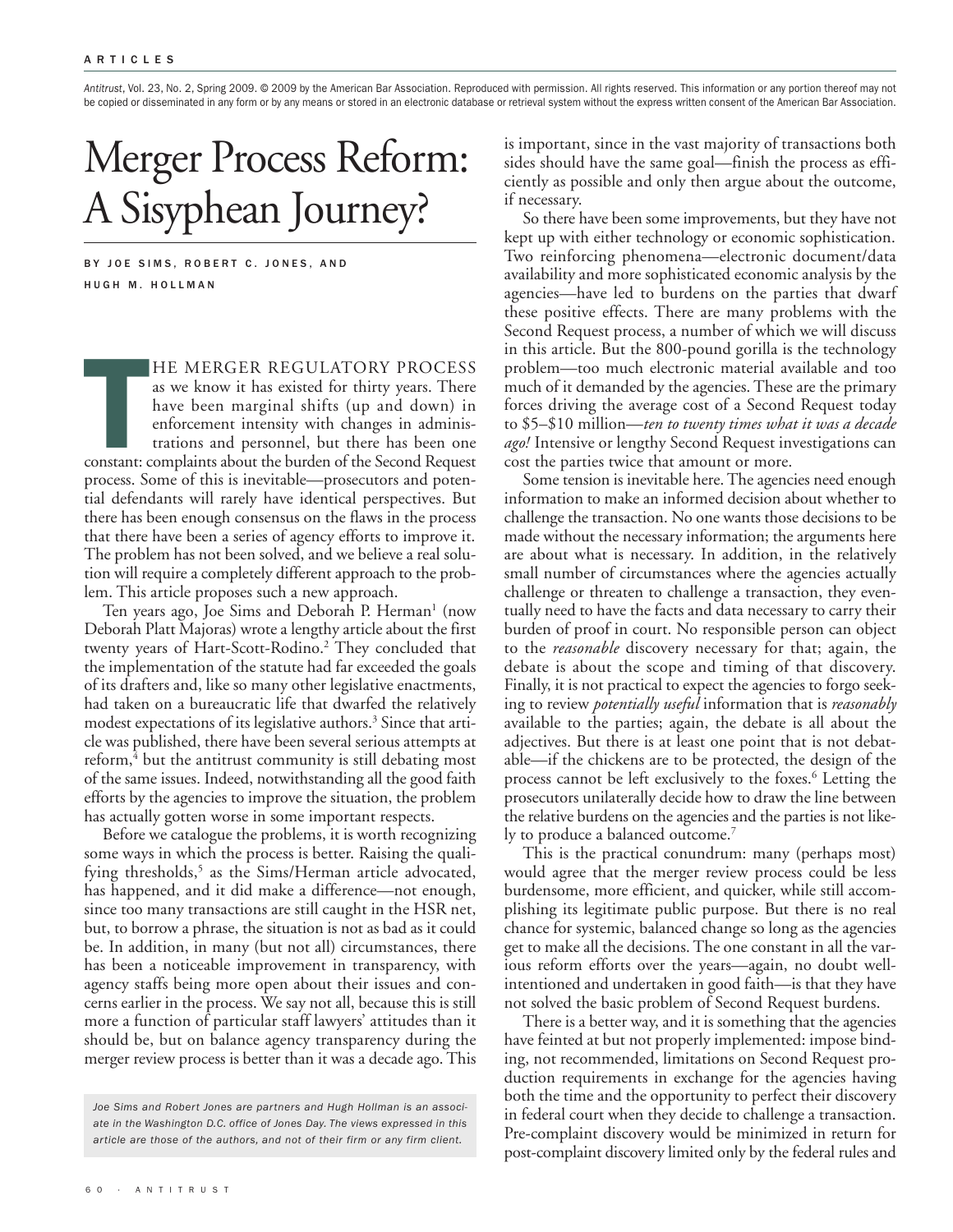Antitrust, Vol. 23, No. 2, Spring 2009. © 2009 by the American Bar Association. Reproduced with permission. All rights reserved. This information or any portion thereof may not be copied or disseminated in any form or by any means or stored in an electronic database or retrieval system without the express written consent of the American Bar Association.

# Merger Process Reform: A Sisyphean Journey?

BY JOE SIMS, ROBERT C. JONES, AND HUGH M. HOLLMAN

THE MERGER REGULATORY PROCESS as we know it has existed for thirty years. There have been marginal shifts (up and down) in enforcement intensity with changes in administrations and personnel, but there has been one constant: complaints about the burden of the Second Request process. Some of this is inevitable—prosecutors and potential defendants will rarely have identical perspectives. But there has been enough consensus on the flaws in the process that there have been a series of agency efforts to improve it. The problem has not been solved, and we believe a real solution will require a completely different approach to the problem. This article proposes such a new approach.

Ten years ago, Joe Sims and Deborah P. Herman[1] (now Deborah Platt Majoras) wrote a lengthy article about the first twenty years of Hart-Scott-Rodino.[2] They concluded that the implementation of the statute had far exceeded the goals of its drafters and, like so many other legislative enactments, had taken on a bureaucratic life that dwarfed the relatively modest expectations of its legislative authors.[3] Since that article was published, there have been several serious attempts at reform,[4] but the antitrust community is still debating most of the same issues. Indeed, notwithstanding all the good faith efforts by the agencies to improve the situation, the problem has actually gotten worse in some important respects.

Before we catalogue the problems, it is worth recognizing some ways in which the process is better. Raising the qualifying thresholds,[5] as the Sims/Herman article advocated, has happened, and it did make a difference—not enough, since too many transactions are still caught in the HSR net, but, to borrow a phrase, the situation is not as bad as it could be. In addition, in many (but not all) circumstances, there has been a noticeable improvement in transparency, with agency staffs being more open about their issues and concerns earlier in the process. We say not all, because this is still more a function of particular staff lawyers' attitudes than it should be, but on balance agency transparency during the merger review process is better than it was a decade ago. This is important, since in the vast majority of transactions both sides should have the same goal—finish the process as efficiently as possible and only then argue about the outcome, if necessary.

So there have been some improvements, but they have not kept up with either technology or economic sophistication. Two reinforcing phenomena—electronic document/data availability and more sophisticated economic analysis by the agencies—have led to burdens on the parties that dwarf these positive effects. There are many problems with the Second Request process, a number of which we will discuss in this article. But the 800-pound gorilla is the technology problem—too much electronic material available and too much of it demanded by the agencies. These are the primary forces driving the average cost of a Second Request today to \$5–\$10 million—*ten to twenty times what it was a decade ago!* Intensive or lengthy Second Request investigations can cost the parties twice that amount or more.

Some tension is inevitable here. The agencies need enough information to make an informed decision about whether to challenge the transaction. No one wants those decisions to be made without the necessary information; the arguments here are about what is necessary. In addition, in the relatively small number of circumstances where the agencies actually challenge or threaten to challenge a transaction, they eventually need to have the facts and data necessary to carry their burden of proof in court. No responsible person can object to the *reasonable* discovery necessary for that; again, the debate is about the scope and timing of that discovery. Finally, it is not practical to expect the agencies to forgo seeking to review *potentially useful* information that is *reasonably* available to the parties; again, the debate is all about the adjectives. But there is at least one point that is not debatable—if the chickens are to be protected, the design of the process cannot be left exclusively to the foxes.[6] Letting the prosecutors unilaterally decide how to draw the line between the relative burdens on the agencies and the parties is not likely to produce a balanced outcome.[7]

This is the practical conundrum: many (perhaps most) would agree that the merger review process could be less burdensome, more efficient, and quicker, while still accomplishing its legitimate public purpose. But there is no real chance for systemic, balanced change so long as the agencies get to make all the decisions. The one constant in all the various reform efforts over the years—again, no doubt well-intentioned and undertaken in good faith—is that they have not solved the basic problem of Second Request burdens.

There is a better way, and it is something that the agencies have feinted at but not properly implemented: impose binding, not recommended, limitations on Second Request production requirements in exchange for the agencies having both the time and the opportunity to perfect their discovery in federal court when they decide to challenge a transaction. Pre-complaint discovery would be minimized in return for post-complaint discovery limited only by the federal rules and

*Joe Sims and Robert Jones are partners and Hugh Hollman is an associate in the Washington D.C. office of Jones Day. The views expressed in this article are those of the authors, and not of their firm or any firm client.*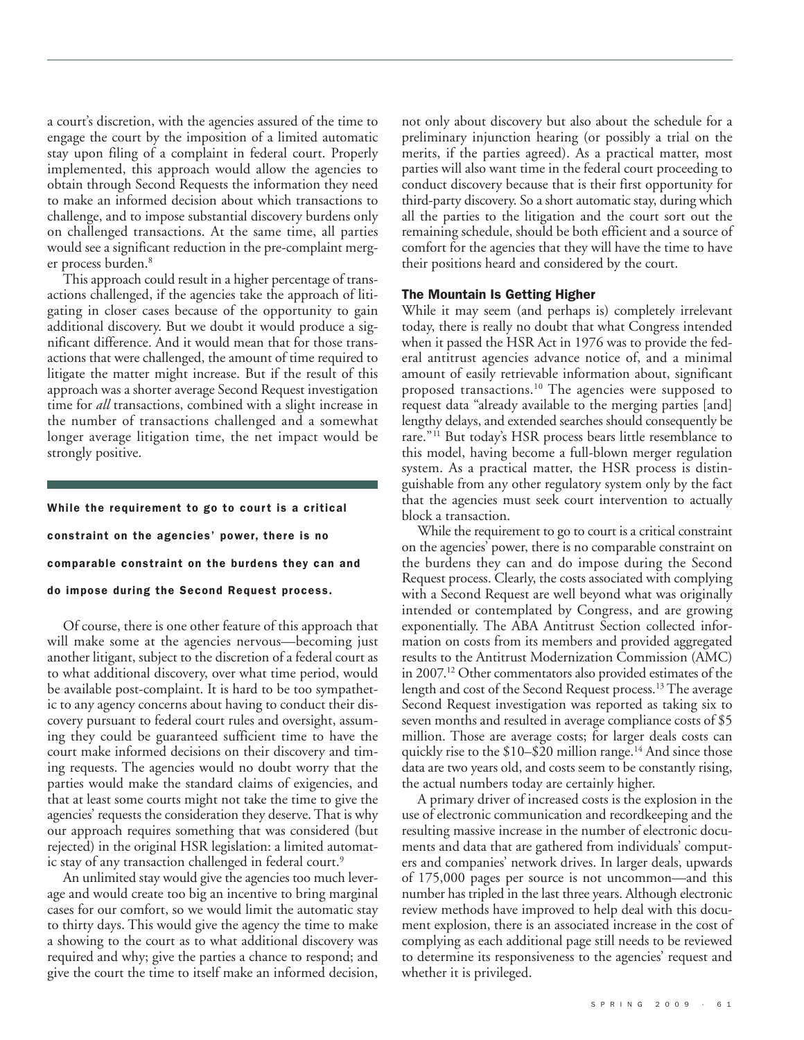a court's discretion, with the agencies assured of the time to engage the court by the imposition of a limited automatic stay upon filing of a complaint in federal court. Properly implemented, this approach would allow the agencies to obtain through Second Requests the information they need to make an informed decision about which transactions to challenge, and to impose substantial discovery burdens only on challenged transactions. At the same time, all parties would see a significant reduction in the pre-complaint merger process burden.[8]

This approach could result in a higher percentage of transactions challenged, if the agencies take the approach of litigating in closer cases because of the opportunity to gain additional discovery. But we doubt it would produce a significant difference. And it would mean that for those transactions that were challenged, the amount of time required to litigate the matter might increase. But if the result of this approach was a shorter average Second Request investigation time for *all* transactions, combined with a slight increase in the number of transactions challenged and a somewhat longer average litigation time, the net impact would be strongly positive.

**While the requirement to go to court is a critical constraint on the agencies' power, there is no comparable constraint on the burdens they can and do impose during the Second Request process.**

Of course, there is one other feature of this approach that will make some at the agencies nervous—becoming just another litigant, subject to the discretion of a federal court as to what additional discovery, over what time period, would be available post-complaint. It is hard to be too sympathetic to any agency concerns about having to conduct their discovery pursuant to federal court rules and oversight, assuming they could be guaranteed sufficient time to have the court make informed decisions on their discovery and timing requests. The agencies would no doubt worry that the parties would make the standard claims of exigencies, and that at least some courts might not take the time to give the agencies' requests the consideration they deserve. That is why our approach requires something that was considered (but rejected) in the original HSR legislation: a limited automatic stay of any transaction challenged in federal court.[9]

An unlimited stay would give the agencies too much leverage and would create too big an incentive to bring marginal cases for our comfort, so we would limit the automatic stay to thirty days. This would give the agency the time to make a showing to the court as to what additional discovery was required and why; give the parties a chance to respond; and give the court the time to itself make an informed decision, not only about discovery but also about the schedule for a preliminary injunction hearing (or possibly a trial on the merits, if the parties agreed). As a practical matter, most parties will also want time in the federal court proceeding to conduct discovery because that is their first opportunity for third-party discovery. So a short automatic stay, during which all the parties to the litigation and the court sort out the remaining schedule, should be both efficient and a source of comfort for the agencies that they will have the time to have their positions heard and considered by the court.

### The Mountain Is Getting Higher

While it may seem (and perhaps is) completely irrelevant today, there is really no doubt that what Congress intended when it passed the HSR Act in 1976 was to provide the federal antitrust agencies advance notice of, and a minimal amount of easily retrievable information about, significant proposed transactions.[10] The agencies were supposed to request data "already available to the merging parties [and] lengthy delays, and extended searches should consequently be rare."[11] But today's HSR process bears little resemblance to this model, having become a full-blown merger regulation system. As a practical matter, the HSR process is distinguishable from any other regulatory system only by the fact that the agencies must seek court intervention to actually block a transaction.

While the requirement to go to court is a critical constraint on the agencies' power, there is no comparable constraint on the burdens they can and do impose during the Second Request process. Clearly, the costs associated with complying with a Second Request are well beyond what was originally intended or contemplated by Congress, and are growing exponentially. The ABA Antitrust Section collected information on costs from its members and provided aggregated results to the Antitrust Modernization Commission (AMC) in 2007.[12] Other commentators also provided estimates of the length and cost of the Second Request process.[13] The average Second Request investigation was reported as taking six to seven months and resulted in average compliance costs of $5 million. Those are average costs; for larger deals costs can quickly rise to the $10–$20 million range.[14] And since those data are two years old, and costs seem to be constantly rising, the actual numbers today are certainly higher.

A primary driver of increased costs is the explosion in the use of electronic communication and recordkeeping and the resulting massive increase in the number of electronic documents and data that are gathered from individuals' computers and companies' network drives. In larger deals, upwards of 175,000 pages per source is not uncommon—and this number has tripled in the last three years. Although electronic review methods have improved to help deal with this document explosion, there is an associated increase in the cost of complying as each additional page still needs to be reviewed to determine its responsiveness to the agencies' request and whether it is privileged.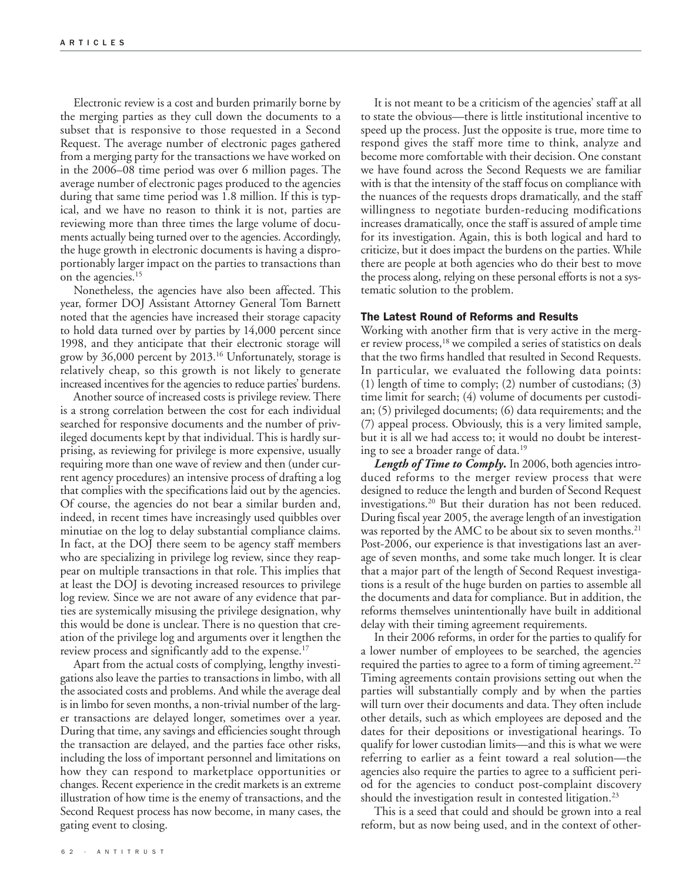Electronic review is a cost and burden primarily borne by the merging parties as they cull down the documents to a subset that is responsive to those requested in a Second Request. The average number of electronic pages gathered from a merging party for the transactions we have worked on in the 2006–08 time period was over 6 million pages. The average number of electronic pages produced to the agencies during that same time period was 1.8 million. If this is typical, and we have no reason to think it is not, parties are reviewing more than three times the large volume of documents actually being turned over to the agencies. Accordingly, the huge growth in electronic documents is having a disproportionably larger impact on the parties to transactions than on the agencies.[15]

Nonetheless, the agencies have also been affected. This year, former DOJ Assistant Attorney General Tom Barnett noted that the agencies have increased their storage capacity to hold data turned over by parties by 14,000 percent since 1998, and they anticipate that their electronic storage will grow by 36,000 percent by 2013.[16] Unfortunately, storage is relatively cheap, so this growth is not likely to generate increased incentives for the agencies to reduce parties' burdens.

Another source of increased costs is privilege review. There is a strong correlation between the cost for each individual searched for responsive documents and the number of privileged documents kept by that individual. This is hardly surprising, as reviewing for privilege is more expensive, usually requiring more than one wave of review and then (under current agency procedures) an intensive process of drafting a log that complies with the specifications laid out by the agencies. Of course, the agencies do not bear a similar burden and, indeed, in recent times have increasingly used quibbles over minutiae on the log to delay substantial compliance claims. In fact, at the DOJ there seem to be agency staff members who are specializing in privilege log review, since they reappear on multiple transactions in that role. This implies that at least the DOJ is devoting increased resources to privilege log review. Since we are not aware of any evidence that parties are systemically misusing the privilege designation, why this would be done is unclear. There is no question that creation of the privilege log and arguments over it lengthen the review process and significantly add to the expense.[17]

Apart from the actual costs of complying, lengthy investigations also leave the parties to transactions in limbo, with all the associated costs and problems. And while the average deal is in limbo for seven months, a non-trivial number of the larger transactions are delayed longer, sometimes over a year. During that time, any savings and efficiencies sought through the transaction are delayed, and the parties face other risks, including the loss of important personnel and limitations on how they can respond to marketplace opportunities or changes. Recent experience in the credit markets is an extreme illustration of how time is the enemy of transactions, and the Second Request process has now become, in many cases, the gating event to closing.

It is not meant to be a criticism of the agencies' staff at all to state the obvious—there is little institutional incentive to speed up the process. Just the opposite is true, more time to respond gives the staff more time to think, analyze and become more comfortable with their decision. One constant we have found across the Second Requests we are familiar with is that the intensity of the staff focus on compliance with the nuances of the requests drops dramatically, and the staff willingness to negotiate burden-reducing modifications increases dramatically, once the staff is assured of ample time for its investigation. Again, this is both logical and hard to criticize, but it does impact the burdens on the parties. While there are people at both agencies who do their best to move the process along, relying on these personal efforts is not a systematic solution to the problem.

## The Latest Round of Reforms and Results

Working with another firm that is very active in the merger review process,[18] we compiled a series of statistics on deals that the two firms handled that resulted in Second Requests. In particular, we evaluated the following data points: (1) length of time to comply; (2) number of custodians; (3) time limit for search; (4) volume of documents per custodian; (5) privileged documents; (6) data requirements; and the (7) appeal process. Obviously, this is a very limited sample, but it is all we had access to; it would no doubt be interesting to see a broader range of data.[19]

***Length of Time to Comply.*** In 2006, both agencies introduced reforms to the merger review process that were designed to reduce the length and burden of Second Request investigations.[20] But their duration has not been reduced. During fiscal year 2005, the average length of an investigation was reported by the AMC to be about six to seven months.[21] Post-2006, our experience is that investigations last an average of seven months, and some take much longer. It is clear that a major part of the length of Second Request investigations is a result of the huge burden on parties to assemble all the documents and data for compliance. But in addition, the reforms themselves unintentionally have built in additional delay with their timing agreement requirements.

In their 2006 reforms, in order for the parties to qualify for a lower number of employees to be searched, the agencies required the parties to agree to a form of timing agreement.[22] Timing agreements contain provisions setting out when the parties will substantially comply and by when the parties will turn over their documents and data. They often include other details, such as which employees are deposed and the dates for their depositions or investigational hearings. To qualify for lower custodian limits—and this is what we were referring to earlier as a feint toward a real solution—the agencies also require the parties to agree to a sufficient period for the agencies to conduct post-complaint discovery should the investigation result in contested litigation.[23]

This is a seed that could and should be grown into a real reform, but as now being used, and in the context of other-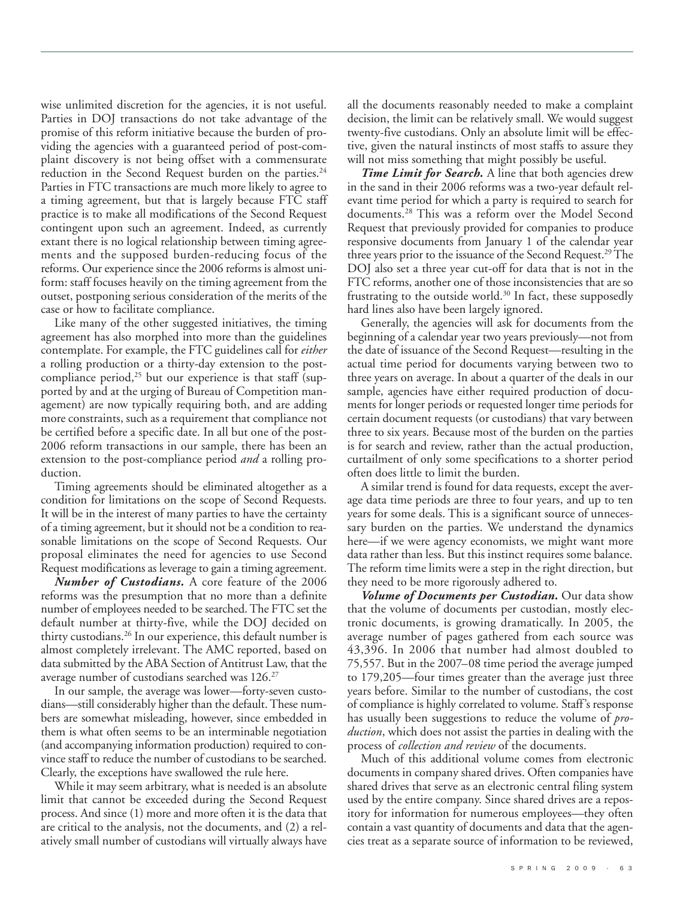wise unlimited discretion for the agencies, it is not useful. Parties in DOJ transactions do not take advantage of the promise of this reform initiative because the burden of providing the agencies with a guaranteed period of post-complaint discovery is not being offset with a commensurate reduction in the Second Request burden on the parties.[24] Parties in FTC transactions are much more likely to agree to a timing agreement, but that is largely because FTC staff practice is to make all modifications of the Second Request contingent upon such an agreement. Indeed, as currently extant there is no logical relationship between timing agreements and the supposed burden-reducing focus of the reforms. Our experience since the 2006 reforms is almost uniform: staff focuses heavily on the timing agreement from the outset, postponing serious consideration of the merits of the case or how to facilitate compliance.

Like many of the other suggested initiatives, the timing agreement has also morphed into more than the guidelines contemplate. For example, the FTC guidelines call for *either* a rolling production or a thirty-day extension to the post-compliance period,[25] but our experience is that staff (supported by and at the urging of Bureau of Competition management) are now typically requiring both, and are adding more constraints, such as a requirement that compliance not be certified before a specific date. In all but one of the post-2006 reform transactions in our sample, there has been an extension to the post-compliance period *and* a rolling production.

Timing agreements should be eliminated altogether as a condition for limitations on the scope of Second Requests. It will be in the interest of many parties to have the certainty of a timing agreement, but it should not be a condition to reasonable limitations on the scope of Second Requests. Our proposal eliminates the need for agencies to use Second Request modifications as leverage to gain a timing agreement.

***Number of Custodians.*** A core feature of the 2006 reforms was the presumption that no more than a definite number of employees needed to be searched. The FTC set the default number at thirty-five, while the DOJ decided on thirty custodians.[26] In our experience, this default number is almost completely irrelevant. The AMC reported, based on data submitted by the ABA Section of Antitrust Law, that the average number of custodians searched was 126.[27]

In our sample, the average was lower—forty-seven custodians—still considerably higher than the default. These numbers are somewhat misleading, however, since embedded in them is what often seems to be an interminable negotiation (and accompanying information production) required to convince staff to reduce the number of custodians to be searched. Clearly, the exceptions have swallowed the rule here.

While it may seem arbitrary, what is needed is an absolute limit that cannot be exceeded during the Second Request process. And since (1) more and more often it is the data that are critical to the analysis, not the documents, and (2) a relatively small number of custodians will virtually always have all the documents reasonably needed to make a complaint decision, the limit can be relatively small. We would suggest twenty-five custodians. Only an absolute limit will be effective, given the natural instincts of most staffs to assure they will not miss something that might possibly be useful.

***Time Limit for Search.*** A line that both agencies drew in the sand in their 2006 reforms was a two-year default relevant time period for which a party is required to search for documents.[28] This was a reform over the Model Second Request that previously provided for companies to produce responsive documents from January 1 of the calendar year three years prior to the issuance of the Second Request.[29] The DOJ also set a three year cut-off for data that is not in the FTC reforms, another one of those inconsistencies that are so frustrating to the outside world.[30] In fact, these supposedly hard lines also have been largely ignored.

Generally, the agencies will ask for documents from the beginning of a calendar year two years previously—not from the date of issuance of the Second Request—resulting in the actual time period for documents varying between two to three years on average. In about a quarter of the deals in our sample, agencies have either required production of documents for longer periods or requested longer time periods for certain document requests (or custodians) that vary between three to six years. Because most of the burden on the parties is for search and review, rather than the actual production, curtailment of only some specifications to a shorter period often does little to limit the burden.

A similar trend is found for data requests, except the average data time periods are three to four years, and up to ten years for some deals. This is a significant source of unnecessary burden on the parties. We understand the dynamics here—if we were agency economists, we might want more data rather than less. But this instinct requires some balance. The reform time limits were a step in the right direction, but they need to be more rigorously adhered to.

***Volume of Documents per Custodian.*** Our data show that the volume of documents per custodian, mostly electronic documents, is growing dramatically. In 2005, the average number of pages gathered from each source was 43,396. In 2006 that number had almost doubled to 75,557. But in the 2007–08 time period the average jumped to 179,205—four times greater than the average just three years before. Similar to the number of custodians, the cost of compliance is highly correlated to volume. Staff's response has usually been suggestions to reduce the volume of *production*, which does not assist the parties in dealing with the process of *collection and review* of the documents.

Much of this additional volume comes from electronic documents in company shared drives. Often companies have shared drives that serve as an electronic central filing system used by the entire company. Since shared drives are a repository for information for numerous employees—they often contain a vast quantity of documents and data that the agencies treat as a separate source of information to be reviewed,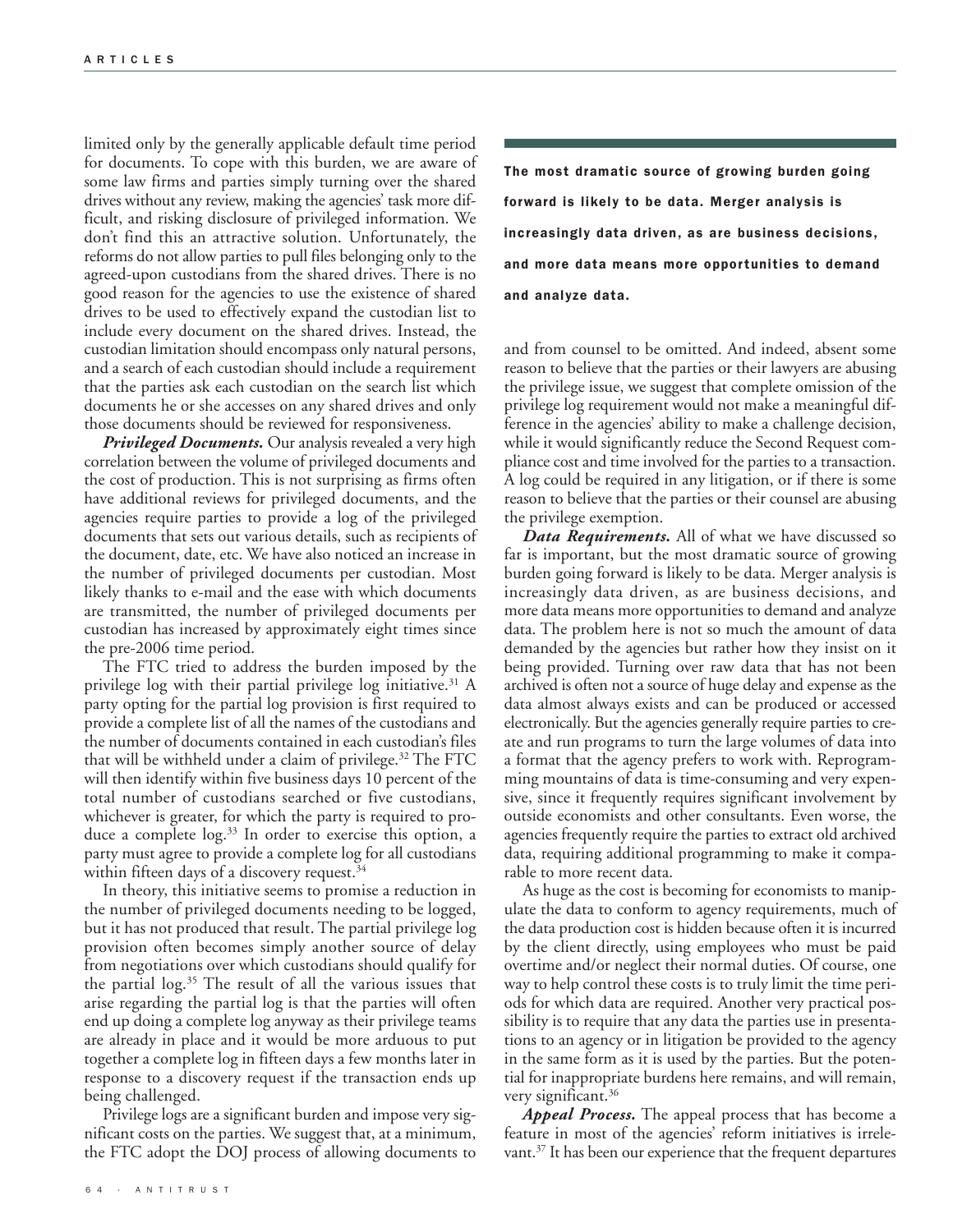limited only by the generally applicable default time period for documents. To cope with this burden, we are aware of some law firms and parties simply turning over the shared drives without any review, making the agencies' task more difficult, and risking disclosure of privileged information. We don't find this an attractive solution. Unfortunately, the reforms do not allow parties to pull files belonging only to the agreed-upon custodians from the shared drives. There is no good reason for the agencies to use the existence of shared drives to be used to effectively expand the custodian list to include every document on the shared drives. Instead, the custodian limitation should encompass only natural persons, and a search of each custodian should include a requirement that the parties ask each custodian on the search list which documents he or she accesses on any shared drives and only those documents should be reviewed for responsiveness.

***Privileged Documents.*** Our analysis revealed a very high correlation between the volume of privileged documents and the cost of production. This is not surprising as firms often have additional reviews for privileged documents, and the agencies require parties to provide a log of the privileged documents that sets out various details, such as recipients of the document, date, etc. We have also noticed an increase in the number of privileged documents per custodian. Most likely thanks to e-mail and the ease with which documents are transmitted, the number of privileged documents per custodian has increased by approximately eight times since the pre-2006 time period.

The FTC tried to address the burden imposed by the privilege log with their partial privilege log initiative.[31] A party opting for the partial log provision is first required to provide a complete list of all the names of the custodians and the number of documents contained in each custodian's files that will be withheld under a claim of privilege.[32] The FTC will then identify within five business days 10 percent of the total number of custodians searched or five custodians, whichever is greater, for which the party is required to produce a complete log.[33] In order to exercise this option, a party must agree to provide a complete log for all custodians within fifteen days of a discovery request.[34]

In theory, this initiative seems to promise a reduction in the number of privileged documents needing to be logged, but it has not produced that result. The partial privilege log provision often becomes simply another source of delay from negotiations over which custodians should qualify for the partial log.[35] The result of all the various issues that arise regarding the partial log is that the parties will often end up doing a complete log anyway as their privilege teams are already in place and it would be more arduous to put together a complete log in fifteen days a few months later in response to a discovery request if the transaction ends up being challenged.

Privilege logs are a significant burden and impose very significant costs on the parties. We suggest that, at a minimum, the FTC adopt the DOJ process of allowing documents to and from counsel to be omitted. And indeed, absent some reason to believe that the parties or their lawyers are abusing the privilege issue, we suggest that complete omission of the privilege log requirement would not make a meaningful difference in the agencies' ability to make a challenge decision, while it would significantly reduce the Second Request compliance cost and time involved for the parties to a transaction. A log could be required in any litigation, or if there is some reason to believe that the parties or their counsel are abusing the privilege exemption.

> **The most dramatic source of growing burden going forward is likely to be data. Merger analysis is increasingly data driven, as are business decisions, and more data means more opportunities to demand and analyze data.**

***Data Requirements.*** All of what we have discussed so far is important, but the most dramatic source of growing burden going forward is likely to be data. Merger analysis is increasingly data driven, as are business decisions, and more data means more opportunities to demand and analyze data. The problem here is not so much the amount of data demanded by the agencies but rather how they insist on it being provided. Turning over raw data that has not been archived is often not a source of huge delay and expense as the data almost always exists and can be produced or accessed electronically. But the agencies generally require parties to create and run programs to turn the large volumes of data into a format that the agency prefers to work with. Reprogramming mountains of data is time-consuming and very expensive, since it frequently requires significant involvement by outside economists and other consultants. Even worse, the agencies frequently require the parties to extract old archived data, requiring additional programming to make it comparable to more recent data.

As huge as the cost is becoming for economists to manipulate the data to conform to agency requirements, much of the data production cost is hidden because often it is incurred by the client directly, using employees who must be paid overtime and/or neglect their normal duties. Of course, one way to help control these costs is to truly limit the time periods for which data are required. Another very practical possibility is to require that any data the parties use in presentations to an agency or in litigation be provided to the agency in the same form as it is used by the parties. But the potential for inappropriate burdens here remains, and will remain, very significant.[36]

***Appeal Process.*** The appeal process that has become a feature in most of the agencies' reform initiatives is irrelevant.[37] It has been our experience that the frequent departures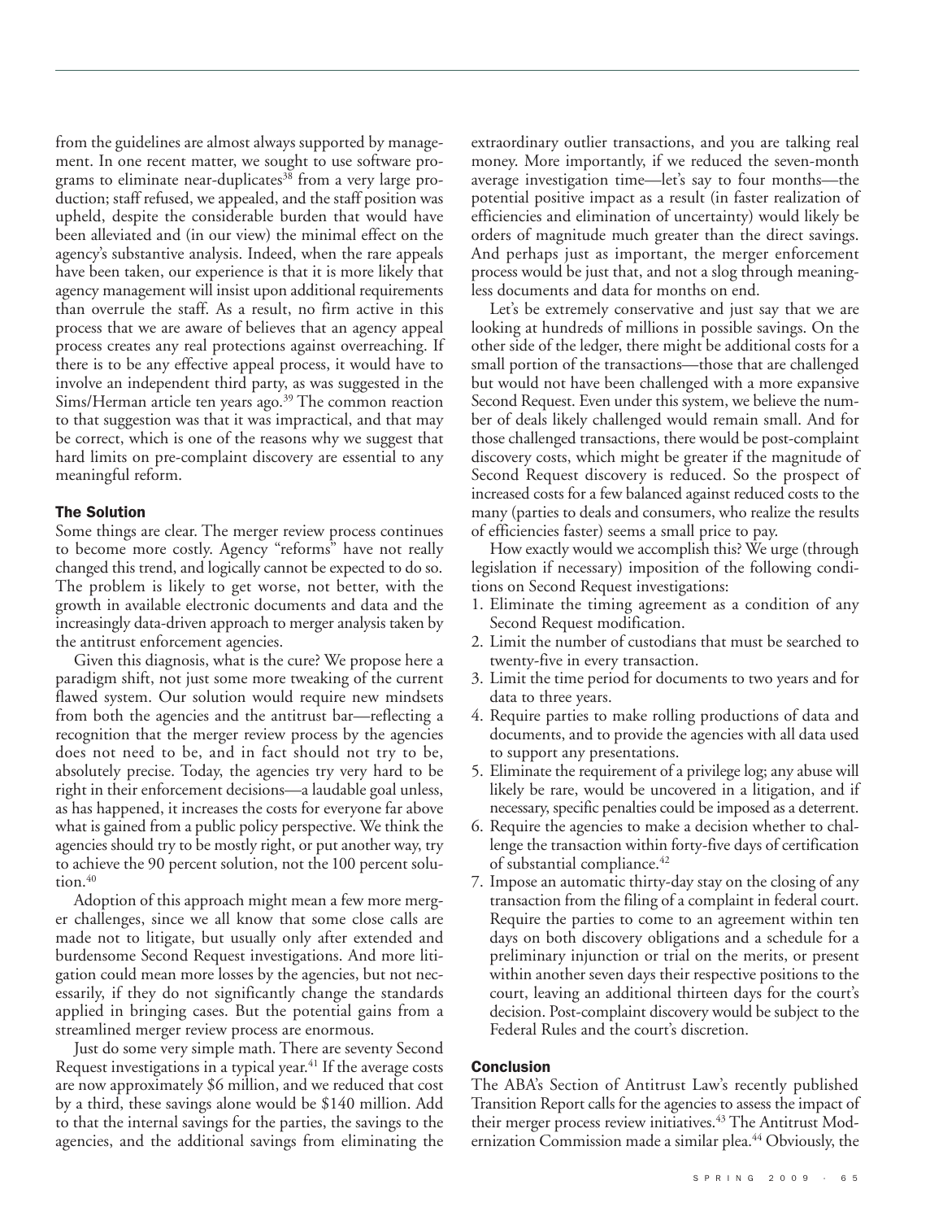from the guidelines are almost always supported by management. In one recent matter, we sought to use software programs to eliminate near-duplicates[38] from a very large production; staff refused, we appealed, and the staff position was upheld, despite the considerable burden that would have been alleviated and (in our view) the minimal effect on the agency's substantive analysis. Indeed, when the rare appeals have been taken, our experience is that it is more likely that agency management will insist upon additional requirements than overrule the staff. As a result, no firm active in this process that we are aware of believes that an agency appeal process creates any real protections against overreaching. If there is to be any effective appeal process, it would have to involve an independent third party, as was suggested in the Sims/Herman article ten years ago.[39] The common reaction to that suggestion was that it was impractical, and that may be correct, which is one of the reasons why we suggest that hard limits on pre-complaint discovery are essential to any meaningful reform.

## The Solution

Some things are clear. The merger review process continues to become more costly. Agency "reforms" have not really changed this trend, and logically cannot be expected to do so. The problem is likely to get worse, not better, with the growth in available electronic documents and data and the increasingly data-driven approach to merger analysis taken by the antitrust enforcement agencies.

Given this diagnosis, what is the cure? We propose here a paradigm shift, not just some more tweaking of the current flawed system. Our solution would require new mindsets from both the agencies and the antitrust bar—reflecting a recognition that the merger review process by the agencies does not need to be, and in fact should not try to be, absolutely precise. Today, the agencies try very hard to be right in their enforcement decisions—a laudable goal unless, as has happened, it increases the costs for everyone far above what is gained from a public policy perspective. We think the agencies should try to be mostly right, or put another way, try to achieve the 90 percent solution, not the 100 percent solution.[40]

Adoption of this approach might mean a few more merger challenges, since we all know that some close calls are made not to litigate, but usually only after extended and burdensome Second Request investigations. And more litigation could mean more losses by the agencies, but not necessarily, if they do not significantly change the standards applied in bringing cases. But the potential gains from a streamlined merger review process are enormous.

Just do some very simple math. There are seventy Second Request investigations in a typical year.[41] If the average costs are now approximately $6 million, and we reduced that cost by a third, these savings alone would be $140 million. Add to that the internal savings for the parties, the savings to the agencies, and the additional savings from eliminating the extraordinary outlier transactions, and you are talking real money. More importantly, if we reduced the seven-month average investigation time—let's say to four months—the potential positive impact as a result (in faster realization of efficiencies and elimination of uncertainty) would likely be orders of magnitude much greater than the direct savings. And perhaps just as important, the merger enforcement process would be just that, and not a slog through meaningless documents and data for months on end.

Let's be extremely conservative and just say that we are looking at hundreds of millions in possible savings. On the other side of the ledger, there might be additional costs for a small portion of the transactions—those that are challenged but would not have been challenged with a more expansive Second Request. Even under this system, we believe the number of deals likely challenged would remain small. And for those challenged transactions, there would be post-complaint discovery costs, which might be greater if the magnitude of Second Request discovery is reduced. So the prospect of increased costs for a few balanced against reduced costs to the many (parties to deals and consumers, who realize the results of efficiencies faster) seems a small price to pay.

How exactly would we accomplish this? We urge (through legislation if necessary) imposition of the following conditions on Second Request investigations:

1. Eliminate the timing agreement as a condition of any Second Request modification.
2. Limit the number of custodians that must be searched to twenty-five in every transaction.
3. Limit the time period for documents to two years and for data to three years.
4. Require parties to make rolling productions of data and documents, and to provide the agencies with all data used to support any presentations.
5. Eliminate the requirement of a privilege log; any abuse will likely be rare, would be uncovered in a litigation, and if necessary, specific penalties could be imposed as a deterrent.
6. Require the agencies to make a decision whether to challenge the transaction within forty-five days of certification of substantial compliance.[42]
7. Impose an automatic thirty-day stay on the closing of any transaction from the filing of a complaint in federal court. Require the parties to come to an agreement within ten days on both discovery obligations and a schedule for a preliminary injunction or trial on the merits, or present within another seven days their respective positions to the court, leaving an additional thirteen days for the court's decision. Post-complaint discovery would be subject to the Federal Rules and the court's discretion.

## Conclusion

The ABA's Section of Antitrust Law's recently published Transition Report calls for the agencies to assess the impact of their merger process review initiatives.[43] The Antitrust Modernization Commission made a similar plea.[44] Obviously, the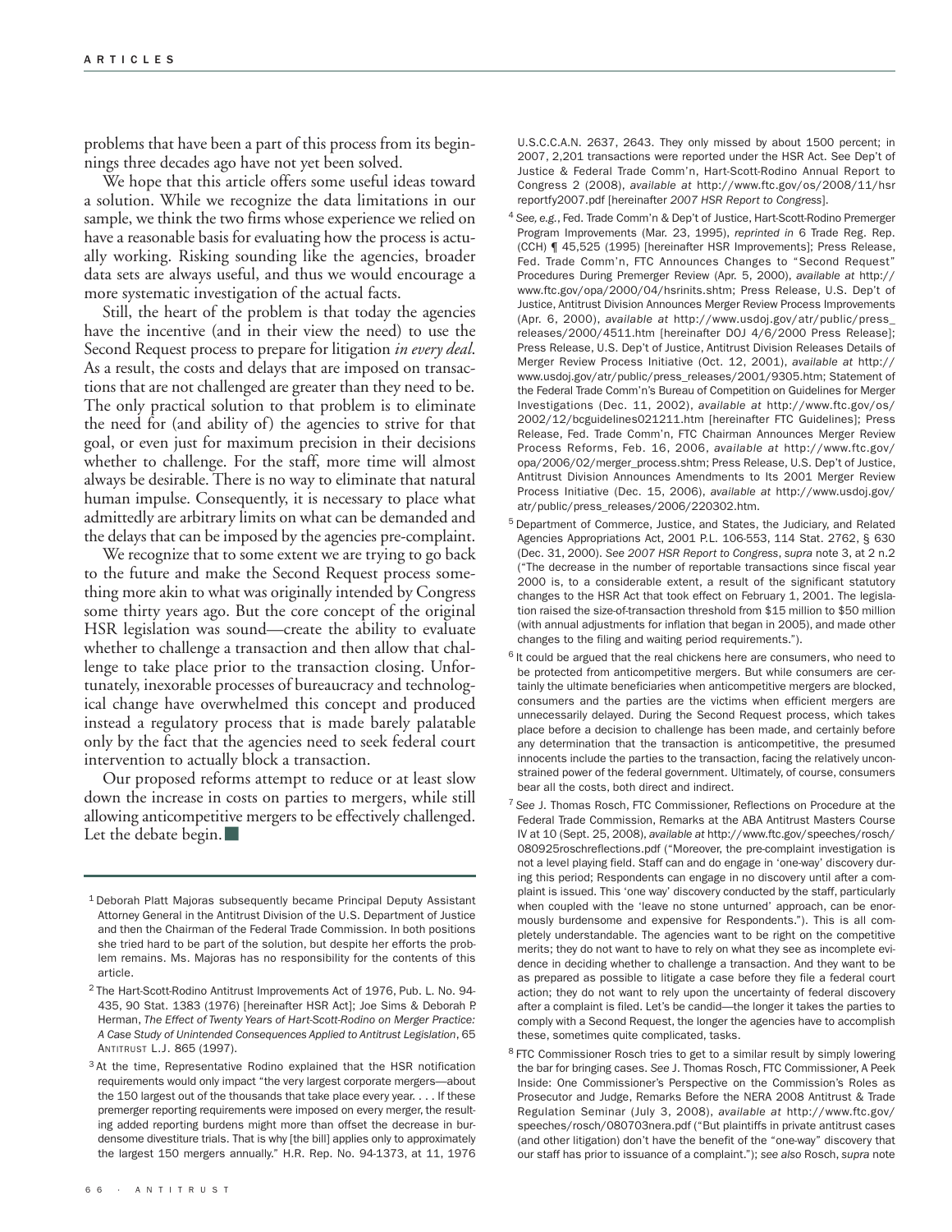problems that have been a part of this process from its beginnings three decades ago have not yet been solved.

We hope that this article offers some useful ideas toward a solution. While we recognize the data limitations in our sample, we think the two firms whose experience we relied on have a reasonable basis for evaluating how the process is actually working. Risking sounding like the agencies, broader data sets are always useful, and thus we would encourage a more systematic investigation of the actual facts.

Still, the heart of the problem is that today the agencies have the incentive (and in their view the need) to use the Second Request process to prepare for litigation *in every deal*. As a result, the costs and delays that are imposed on transactions that are not challenged are greater than they need to be. The only practical solution to that problem is to eliminate the need for (and ability of) the agencies to strive for that goal, or even just for maximum precision in their decisions whether to challenge. For the staff, more time will almost always be desirable. There is no way to eliminate that natural human impulse. Consequently, it is necessary to place what admittedly are arbitrary limits on what can be demanded and the delays that can be imposed by the agencies pre-complaint.

We recognize that to some extent we are trying to go back to the future and make the Second Request process something more akin to what was originally intended by Congress some thirty years ago. But the core concept of the original HSR legislation was sound—create the ability to evaluate whether to challenge a transaction and then allow that challenge to take place prior to the transaction closing. Unfortunately, inexorable processes of bureaucracy and technological change have overwhelmed this concept and produced instead a regulatory process that is made barely palatable only by the fact that the agencies need to seek federal court intervention to actually block a transaction.

Our proposed reforms attempt to reduce or at least slow down the increase in costs on parties to mergers, while still allowing anticompetitive mergers to be effectively challenged. Let the debate begin. ■

---

[1] Deborah Platt Majoras subsequently became Principal Deputy Assistant Attorney General in the Antitrust Division of the U.S. Department of Justice and then the Chairman of the Federal Trade Commission. In both positions she tried hard to be part of the solution, but despite her efforts the problem remains. Ms. Majoras has no responsibility for the contents of this article.

[2] The Hart-Scott-Rodino Antitrust Improvements Act of 1976, Pub. L. No. 94-435, 90 Stat. 1383 (1976) [hereinafter HSR Act]; Joe Sims & Deborah P. Herman, *The Effect of Twenty Years of Hart-Scott-Rodino on Merger Practice: A Case Study of Unintended Consequences Applied to Antitrust Legislation*, 65 ANTITRUST L.J. 865 (1997).

[3] At the time, Representative Rodino explained that the HSR notification requirements would only impact "the very largest corporate mergers—about the 150 largest out of the thousands that take place every year. . . . If these premerger reporting requirements were imposed on every merger, the resulting added reporting burdens might more than offset the decrease in burdensome divestiture trials. That is why [the bill] applies only to approximately the largest 150 mergers annually." H.R. Rep. No. 94-1373, at 11, 1976 U.S.C.C.A.N. 2637, 2643. They only missed by about 1500 percent; in 2007, 2,201 transactions were reported under the HSR Act. See Dep't of Justice & Federal Trade Comm'n, Hart-Scott-Rodino Annual Report to Congress 2 (2008), *available at* http://www.ftc.gov/os/2008/11/hsrreportfy2007.pdf [hereinafter *2007 HSR Report to Congress*].

[4] *See, e.g.*, Fed. Trade Comm'n & Dep't of Justice, Hart-Scott-Rodino Premerger Program Improvements (Mar. 23, 1995), *reprinted in* 6 Trade Reg. Rep. (CCH) ¶ 45,525 (1995) [hereinafter HSR Improvements]; Press Release, Fed. Trade Comm'n, FTC Announces Changes to "Second Request" Procedures During Premerger Review (Apr. 5, 2000), *available at* http://www.ftc.gov/opa/2000/04/hsrinits.shtm; Press Release, U.S. Dep't of Justice, Antitrust Division Announces Merger Review Process Improvements (Apr. 6, 2000), *available at* http://www.usdoj.gov/atr/public/press_releases/2000/4511.htm [hereinafter DOJ 4/6/2000 Press Release]; Press Release, U.S. Dep't of Justice, Antitrust Division Releases Details of Merger Review Process Initiative (Oct. 12, 2001), *available at* http://www.usdoj.gov/atr/public/press_releases/2001/9305.htm; Statement of the Federal Trade Comm'n's Bureau of Competition on Guidelines for Merger Investigations (Dec. 11, 2002), *available at* http://www.ftc.gov/os/2002/12/bcguidelines021211.htm [hereinafter FTC Guidelines]; Press Release, Fed. Trade Comm'n, FTC Chairman Announces Merger Review Process Reforms, Feb. 16, 2006, *available at* http://www.ftc.gov/opa/2006/02/merger_process.shtm; Press Release, U.S. Dep't of Justice, Antitrust Division Announces Amendments to Its 2001 Merger Review Process Initiative (Dec. 15, 2006), *available at* http://www.usdoj.gov/atr/public/press_releases/2006/220302.htm.

[5] Department of Commerce, Justice, and States, the Judiciary, and Related Agencies Appropriations Act, 2001 P.L. 106-553, 114 Stat. 2762, § 630 (Dec. 31, 2000). *See 2007 HSR Report to Congress*, *supra* note 3, at 2 n.2 ("The decrease in the number of reportable transactions since fiscal year 2000 is, to a considerable extent, a result of the significant statutory changes to the HSR Act that took effect on February 1, 2001. The legislation raised the size-of-transaction threshold from $15 million to $50 million (with annual adjustments for inflation that began in 2005), and made other changes to the filing and waiting period requirements.").

[6] It could be argued that the real chickens here are consumers, who need to be protected from anticompetitive mergers. But while consumers are certainly the ultimate beneficiaries when anticompetitive mergers are blocked, consumers and the parties are the victims when efficient mergers are unnecessarily delayed. During the Second Request process, which takes place before a decision to challenge has been made, and certainly before any determination that the transaction is anticompetitive, the presumed innocents include the parties to the transaction, facing the relatively unconstrained power of the federal government. Ultimately, of course, consumers bear all the costs, both direct and indirect.

[7] *See* J. Thomas Rosch, FTC Commissioner, Reflections on Procedure at the Federal Trade Commission, Remarks at the ABA Antitrust Masters Course IV at 10 (Sept. 25, 2008), *available at* http://www.ftc.gov/speeches/rosch/080925roschreflections.pdf ("Moreover, the pre-complaint investigation is not a level playing field. Staff can and do engage in 'one-way' discovery during this period; Respondents can engage in no discovery until after a complaint is issued. This 'one way' discovery conducted by the staff, particularly when coupled with the 'leave no stone unturned' approach, can be enormously burdensome and expensive for Respondents."). This is all completely understandable. The agencies want to be right on the competitive merits; they do not want to have to rely on what they see as incomplete evidence in deciding whether to challenge a transaction. And they want to be as prepared as possible to litigate a case before they file a federal court action; they do not want to rely upon the uncertainty of federal discovery after a complaint is filed. Let's be candid—the longer it takes the parties to comply with a Second Request, the longer the agencies have to accomplish these, sometimes quite complicated, tasks.

[8] FTC Commissioner Rosch tries to get to a similar result by simply lowering the bar for bringing cases. *See* J. Thomas Rosch, FTC Commissioner, A Peek Inside: One Commissioner's Perspective on the Commission's Roles as Prosecutor and Judge, Remarks Before the NERA 2008 Antitrust & Trade Regulation Seminar (July 3, 2008), *available at* http://www.ftc.gov/speeches/rosch/080703nera.pdf ("But plaintiffs in private antitrust cases (and other litigation) don't have the benefit of the "one-way" discovery that our staff has prior to issuance of a complaint."); *see also* Rosch, *supra* note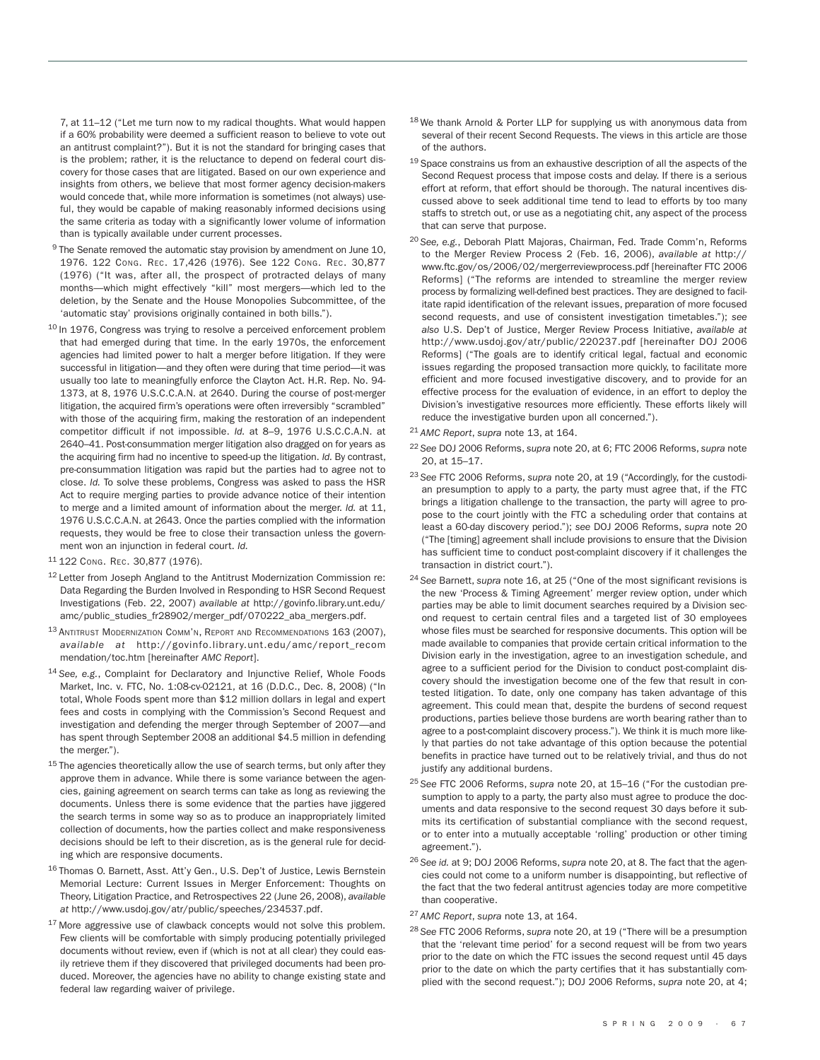7, at 11–12 ("Let me turn now to my radical thoughts. What would happen if a 60% probability were deemed a sufficient reason to believe to vote out an antitrust complaint?"). But it is not the standard for bringing cases that is the problem; rather, it is the reluctance to depend on federal court discovery for those cases that are litigated. Based on our own experience and insights from others, we believe that most former agency decision-makers would concede that, while more information is sometimes (not always) useful, they would be capable of making reasonably informed decisions using the same criteria as today with a significantly lower volume of information than is typically available under current processes.

[9] The Senate removed the automatic stay provision by amendment on June 10, 1976. 122 CONG. REC. 17,426 (1976). See 122 CONG. REC. 30,877 (1976) ("It was, after all, the prospect of protracted delays of many months—which might effectively "kill" most mergers—which led to the deletion, by the Senate and the House Monopolies Subcommittee, of the 'automatic stay' provisions originally contained in both bills.").

[10] In 1976, Congress was trying to resolve a perceived enforcement problem that had emerged during that time. In the early 1970s, the enforcement agencies had limited power to halt a merger before litigation. If they were successful in litigation—and they often were during that time period—it was usually too late to meaningfully enforce the Clayton Act. H.R. Rep. No. 94-1373, at 8, 1976 U.S.C.C.A.N. at 2640. During the course of post-merger litigation, the acquired firm's operations were often irreversibly "scrambled" with those of the acquiring firm, making the restoration of an independent competitor difficult if not impossible. *Id.* at 8–9, 1976 U.S.C.C.A.N. at 2640–41. Post-consummation merger litigation also dragged on for years as the acquiring firm had no incentive to speed-up the litigation. *Id.* By contrast, pre-consummation litigation was rapid but the parties had to agree not to close. *Id.* To solve these problems, Congress was asked to pass the HSR Act to require merging parties to provide advance notice of their intention to merge and a limited amount of information about the merger. *Id.* at 11, 1976 U.S.C.C.A.N. at 2643. Once the parties complied with the information requests, they would be free to close their transaction unless the government won an injunction in federal court. *Id.*

[11] 122 CONG. REC. 30,877 (1976).

[12] Letter from Joseph Angland to the Antitrust Modernization Commission re: Data Regarding the Burden Involved in Responding to HSR Second Request Investigations (Feb. 22, 2007) *available at* http://govinfo.library.unt.edu/amc/public_studies_fr28902/merger_pdf/070222_aba_mergers.pdf.

[13] ANTITRUST MODERNIZATION COMM'N, REPORT AND RECOMMENDATIONS 163 (2007), *available at* http://govinfo.library.unt.edu/amc/report_recommendation/toc.htm [hereinafter *AMC Report*].

[14] *See, e.g.*, Complaint for Declaratory and Injunctive Relief, Whole Foods Market, Inc. v. FTC, No. 1:08-cv-02121, at 16 (D.D.C., Dec. 8, 2008) ("In total, Whole Foods spent more than $12 million dollars in legal and expert fees and costs in complying with the Commission's Second Request and investigation and defending the merger through September of 2007—and has spent through September 2008 an additional $4.5 million in defending the merger.").

[15] The agencies theoretically allow the use of search terms, but only after they approve them in advance. While there is some variance between the agencies, gaining agreement on search terms can take as long as reviewing the documents. Unless there is some evidence that the parties have jiggered the search terms in some way so as to produce an inappropriately limited collection of documents, how the parties collect and make responsiveness decisions should be left to their discretion, as is the general rule for deciding which are responsive documents.

[16] Thomas O. Barnett, Asst. Att'y Gen., U.S. Dep't of Justice, Lewis Bernstein Memorial Lecture: Current Issues in Merger Enforcement: Thoughts on Theory, Litigation Practice, and Retrospectives 22 (June 26, 2008), *available at* http://www.usdoj.gov/atr/public/speeches/234537.pdf.

[17] More aggressive use of clawback concepts would not solve this problem. Few clients will be comfortable with simply producing potentially privileged documents without review, even if (which is not at all clear) they could easily retrieve them if they discovered that privileged documents had been produced. Moreover, the agencies have no ability to change existing state and federal law regarding waiver of privilege.

[18] We thank Arnold & Porter LLP for supplying us with anonymous data from several of their recent Second Requests. The views in this article are those of the authors.

[19] Space constrains us from an exhaustive description of all the aspects of the Second Request process that impose costs and delay. If there is a serious effort at reform, that effort should be thorough. The natural incentives discussed above to seek additional time tend to lead to efforts by too many staffs to stretch out, or use as a negotiating chit, any aspect of the process that can serve that purpose.

[20] *See, e.g.*, Deborah Platt Majoras, Chairman, Fed. Trade Comm'n, Reforms to the Merger Review Process 2 (Feb. 16, 2006), *available at* http://www.ftc.gov/os/2006/02/mergerreviewprocess.pdf [hereinafter FTC 2006 Reforms] ("The reforms are intended to streamline the merger review process by formalizing well-defined best practices. They are designed to facilitate rapid identification of the relevant issues, preparation of more focused second requests, and use of consistent investigation timetables."); *see also* U.S. Dep't of Justice, Merger Review Process Initiative, *available at* http://www.usdoj.gov/atr/public/220237.pdf [hereinafter DOJ 2006 Reforms] ("The goals are to identify critical legal, factual and economic issues regarding the proposed transaction more quickly, to facilitate more efficient and more focused investigative discovery, and to provide for an effective process for the evaluation of evidence, in an effort to deploy the Division's investigative resources more efficiently. These efforts likely will reduce the investigative burden upon all concerned.").

[21] *AMC Report*, *supra* note 13, at 164.

[22] *See* DOJ 2006 Reforms, *supra* note 20, at 6; FTC 2006 Reforms, *supra* note 20, at 15–17.

[23] *See* FTC 2006 Reforms, *supra* note 20, at 19 ("Accordingly, for the custodian presumption to apply to a party, the party must agree that, if the FTC brings a litigation challenge to the transaction, the party will agree to propose to the court jointly with the FTC a scheduling order that contains at least a 60-day discovery period."); *see* DOJ 2006 Reforms, *supra* note 20 ("The [timing] agreement shall include provisions to ensure that the Division has sufficient time to conduct post-complaint discovery if it challenges the transaction in district court.").

[24] *See* Barnett, *supra* note 16, at 25 ("One of the most significant revisions is the new 'Process & Timing Agreement' merger review option, under which parties may be able to limit document searches required by a Division second request to certain central files and a targeted list of 30 employees whose files must be searched for responsive documents. This option will be made available to companies that provide certain critical information to the Division early in the investigation, agree to an investigation schedule, and agree to a sufficient period for the Division to conduct post-complaint discovery should the investigation become one of the few that result in contested litigation. To date, only one company has taken advantage of this agreement. This could mean that, despite the burdens of second request productions, parties believe those burdens are worth bearing rather than to agree to a post-complaint discovery process."). We think it is much more likely that parties do not take advantage of this option because the potential benefits in practice have turned out to be relatively trivial, and thus do not justify any additional burdens.

[25] *See* FTC 2006 Reforms, *supra* note 20, at 15–16 ("For the custodian presumption to apply to a party, the party also must agree to produce the documents and data responsive to the second request 30 days before it submits its certification of substantial compliance with the second request, or to enter into a mutually acceptable 'rolling' production or other timing agreement.").

[26] *See id.* at 9; DOJ 2006 Reforms, *supra* note 20, at 8. The fact that the agencies could not come to a uniform number is disappointing, but reflective of the fact that the two federal antitrust agencies today are more competitive than cooperative.

[27] *AMC Report*, *supra* note 13, at 164.

[28] *See* FTC 2006 Reforms, *supra* note 20, at 19 ("There will be a presumption that the 'relevant time period' for a second request will be from two years prior to the date on which the FTC issues the second request until 45 days prior to the date on which the party certifies that it has substantially complied with the second request."); DOJ 2006 Reforms, *supra* note 20, at 4;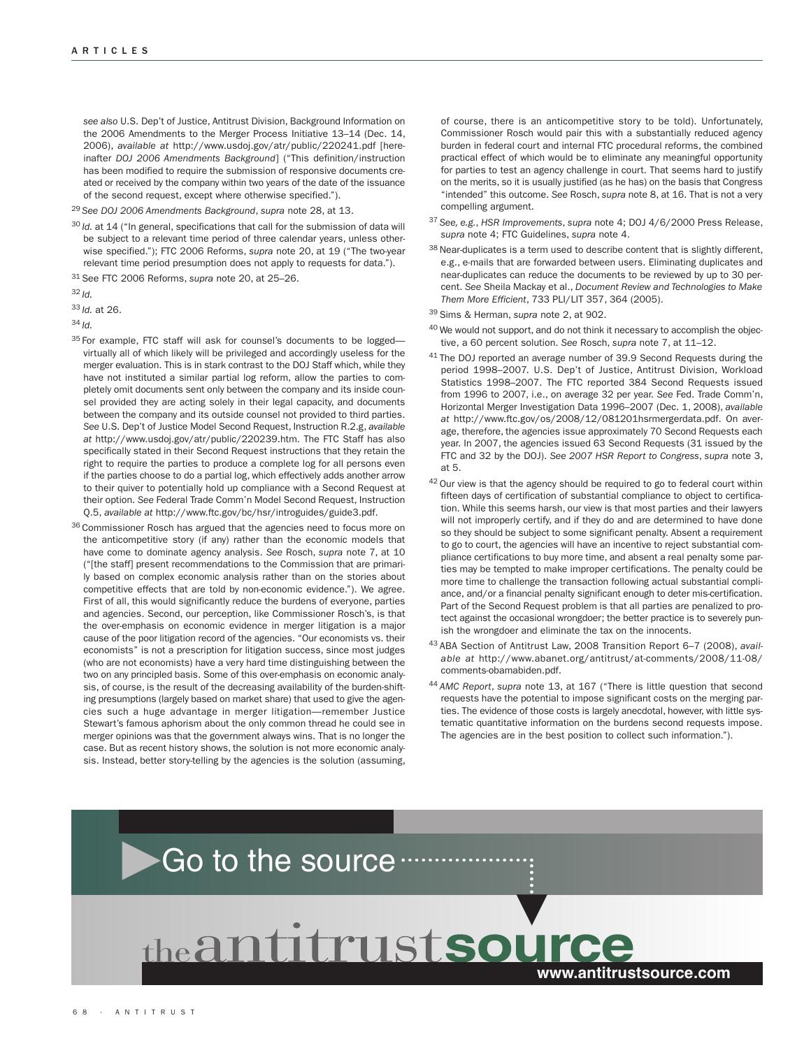*see also* U.S. Dep't of Justice, Antitrust Division, Background Information on the 2006 Amendments to the Merger Process Initiative 13–14 (Dec. 14, 2006), *available at* http://www.usdoj.gov/atr/public/220241.pdf [hereinafter *DOJ 2006 Amendments Background*] ("This definition/instruction has been modified to require the submission of responsive documents created or received by the company within two years of the date of the issuance of the second request, except where otherwise specified.").

[29] *See DOJ 2006 Amendments Background*, *supra* note 28, at 13.

[30] *Id.* at 14 ("In general, specifications that call for the submission of data will be subject to a relevant time period of three calendar years, unless otherwise specified."); FTC 2006 Reforms, *supra* note 20, at 19 ("The two-year relevant time period presumption does not apply to requests for data.").

[31] See FTC 2006 Reforms, *supra* note 20, at 25–26.

[32] *Id.*

[33] *Id.* at 26.

[34] *Id.*

[35] For example, FTC staff will ask for counsel's documents to be logged—virtually all of which likely will be privileged and accordingly useless for the merger evaluation. This is in stark contrast to the DOJ Staff which, while they have not instituted a similar partial log reform, allow the parties to completely omit documents sent only between the company and its inside counsel provided they are acting solely in their legal capacity, and documents between the company and its outside counsel not provided to third parties. *See* U.S. Dep't of Justice Model Second Request, Instruction R.2.g, *available at* http://www.usdoj.gov/atr/public/220239.htm. The FTC Staff has also specifically stated in their Second Request instructions that they retain the right to require the parties to produce a complete log for all persons even if the parties choose to do a partial log, which effectively adds another arrow to their quiver to potentially hold up compliance with a Second Request at their option. *See* Federal Trade Comm'n Model Second Request, Instruction Q.5, *available at* http://www.ftc.gov/bc/hsr/introguides/guide3.pdf.

[36] Commissioner Rosch has argued that the agencies need to focus more on the anticompetitive story (if any) rather than the economic models that have come to dominate agency analysis. *See* Rosch, *supra* note 7, at 10 ("[the staff] present recommendations to the Commission that are primarily based on complex economic analysis rather than on the stories about competitive effects that are told by non-economic evidence."). We agree. First of all, this would significantly reduce the burdens of everyone, parties and agencies. Second, our perception, like Commissioner Rosch's, is that the over-emphasis on economic evidence in merger litigation is a major cause of the poor litigation record of the agencies. "Our economists vs. their economists" is not a prescription for litigation success, since most judges (who are not economists) have a very hard time distinguishing between the two on any principled basis. Some of this over-emphasis on economic analysis, of course, is the result of the decreasing availability of the burden-shifting presumptions (largely based on market share) that used to give the agencies such a huge advantage in merger litigation—remember Justice Stewart's famous aphorism about the only common thread he could see in merger opinions was that the government always wins. That is no longer the case. But as recent history shows, the solution is not more economic analysis. Instead, better story-telling by the agencies is the solution (assuming, of course, there is an anticompetitive story to be told). Unfortunately, Commissioner Rosch would pair this with a substantially reduced agency burden in federal court and internal FTC procedural reforms, the combined practical effect of which would be to eliminate any meaningful opportunity for parties to test an agency challenge in court. That seems hard to justify on the merits, so it is usually justified (as he has) on the basis that Congress "intended" this outcome. *See* Rosch, *supra* note 8, at 16. That is not a very compelling argument.

[37] *See, e.g.*, *HSR Improvements*, *supra* note 4; DOJ 4/6/2000 Press Release, *supra* note 4; FTC Guidelines, *supra* note 4.

[38] Near-duplicates is a term used to describe content that is slightly different, e.g., e-mails that are forwarded between users. Eliminating duplicates and near-duplicates can reduce the documents to be reviewed by up to 30 percent. *See* Sheila Mackay et al., *Document Review and Technologies to Make Them More Efficient*, 733 PLI/LIT 357, 364 (2005).

[39] Sims & Herman, *supra* note 2, at 902.

[40] We would not support, and do not think it necessary to accomplish the objective, a 60 percent solution. *See* Rosch, *supra* note 7, at 11–12.

[41] The DOJ reported an average number of 39.9 Second Requests during the period 1998–2007. U.S. Dep't of Justice, Antitrust Division, Workload Statistics 1998–2007. The FTC reported 384 Second Requests issued from 1996 to 2007, i.e., on average 32 per year. *See* Fed. Trade Comm'n, Horizontal Merger Investigation Data 1996–2007 (Dec. 1, 2008), *available at* http://www.ftc.gov/os/2008/12/081201hsrmergerdata.pdf. On average, therefore, the agencies issue approximately 70 Second Requests each year. In 2007, the agencies issued 63 Second Requests (31 issued by the FTC and 32 by the DOJ). *See 2007 HSR Report to Congress*, *supra* note 3, at 5.

[42] Our view is that the agency should be required to go to federal court within fifteen days of certification of substantial compliance to object to certification. While this seems harsh, our view is that most parties and their lawyers will not improperly certify, and if they do and are determined to have done so they should be subject to some significant penalty. Absent a requirement to go to court, the agencies will have an incentive to reject substantial compliance certifications to buy more time, and absent a real penalty some parties may be tempted to make improper certifications. The penalty could be more time to challenge the transaction following actual substantial compliance, and/or a financial penalty significant enough to deter mis-certification. Part of the Second Request problem is that all parties are penalized to protect against the occasional wrongdoer; the better practice is to severely punish the wrongdoer and eliminate the tax on the innocents.

[43] ABA Section of Antitrust Law, 2008 Transition Report 6–7 (2008), *available at* http://www.abanet.org/antitrust/at-comments/2008/11-08/comments-obamabiden.pdf.

[44] *AMC Report*, *supra* note 13, at 167 ("There is little question that second requests have the potential to impose significant costs on the merging parties. The evidence of those costs is largely anecdotal, however, with little systematic quantitative information on the burdens second requests impose. The agencies are in the best position to collect such information.").

Go to the source

the antitrust source

www.antitrustsource.com